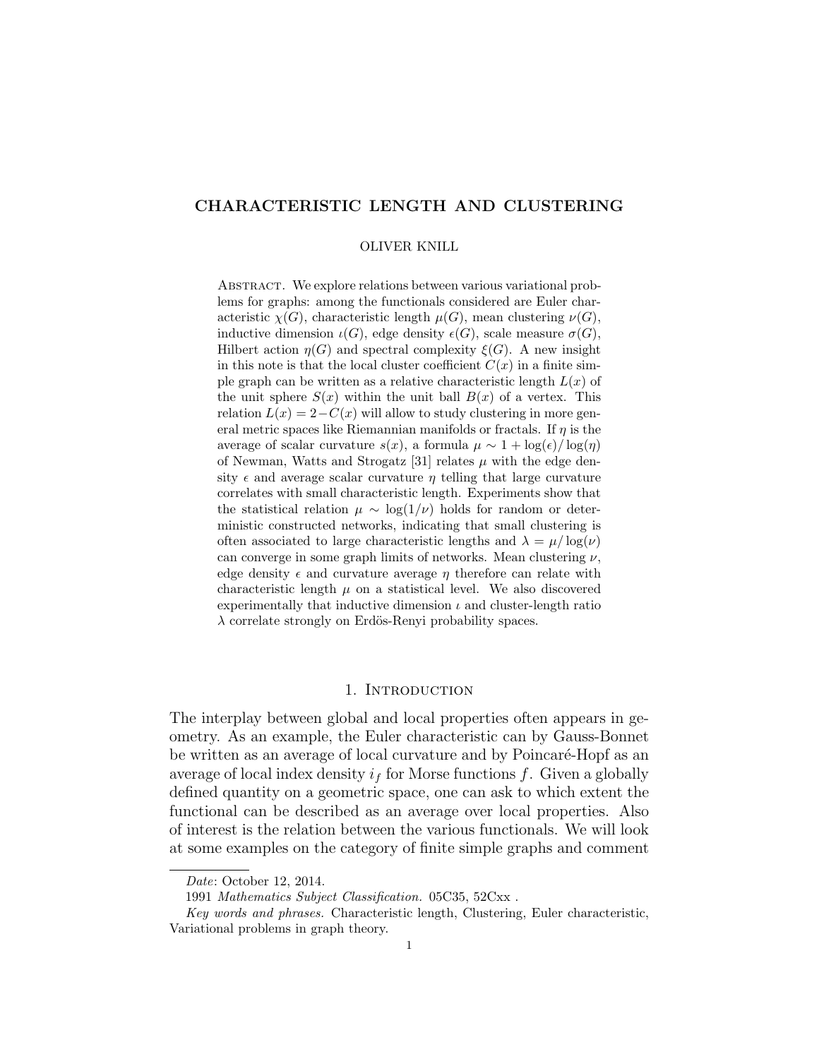# CHARACTERISTIC LENGTH AND CLUSTERING

OLIVER KNILL

Abstract. We explore relations between various variational problems for graphs: among the functionals considered are Euler characteristic $\chi(G)$, characteristic length $\mu(G)$, mean clustering $\nu(G)$, inductive dimension $\iota(G)$, edge density $\epsilon(G)$, scale measure $\sigma(G)$, Hilbert action $\eta(G)$ and spectral complexity $\xi(G)$. A new insight in this note is that the local cluster coefficient $C(x)$ in a finite simple graph can be written as a relative characteristic length $L(x)$ of the unit sphere $S(x)$ within the unit ball $B(x)$ of a vertex. This relation $L(x) = 2 - C(x)$ will allow to study clustering in more general metric spaces like Riemannian manifolds or fractals. If $\eta$ is the average of scalar curvature $s(x)$, a formula $\mu \sim 1 + \log(\epsilon)/\log(\eta)$ of Newman, Watts and Strogatz [31] relates $\mu$ with the edge density $\epsilon$ and average scalar curvature $\eta$ telling that large curvature correlates with small characteristic length. Experiments show that the statistical relation $\mu \sim \log(1/\nu)$ holds for random or deterministic constructed networks, indicating that small clustering is often associated to large characteristic lengths and $\lambda = \mu/\log(\nu)$ can converge in some graph limits of networks. Mean clustering $\nu$, edge density $\epsilon$ and curvature average $\eta$ therefore can relate with characteristic length $\mu$ on a statistical level. We also discovered experimentally that inductive dimension $\iota$ and cluster-length ratio $\lambda$ correlate strongly on Erdös-Renyi probability spaces.

## 1. Introduction

The interplay between global and local properties often appears in geometry. As an example, the Euler characteristic can by Gauss-Bonnet be written as an average of local curvature and by Poincaré-Hopf as an average of local index density $i_f$ for Morse functions $f$. Given a globally defined quantity on a geometric space, one can ask to which extent the functional can be described as an average over local properties. Also of interest is the relation between the various functionals. We will look at some examples on the category of finite simple graphs and comment

---

*Date*: October 12, 2014.

1991 *Mathematics Subject Classification.* 05C35, 52Cxx .

*Key words and phrases.* Characteristic length, Clustering, Euler characteristic, Variational problems in graph theory.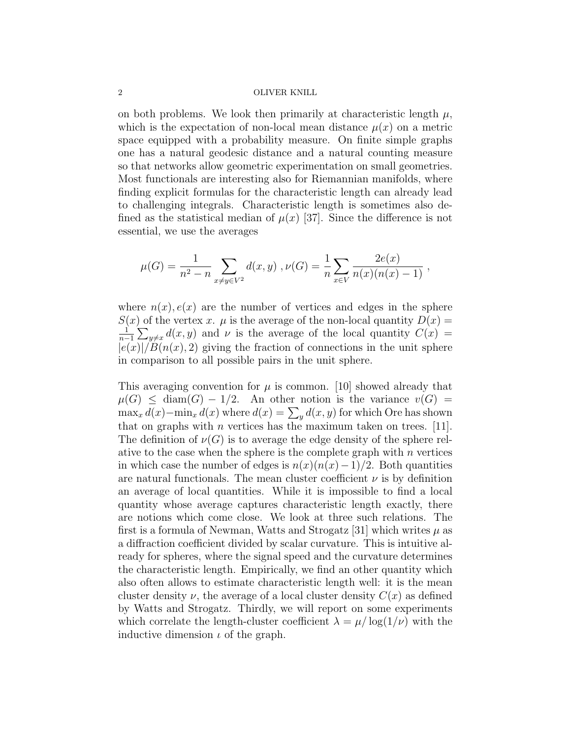on both problems. We look then primarily at characteristic length $\mu$, which is the expectation of non-local mean distance $\mu(x)$ on a metric space equipped with a probability measure. On finite simple graphs one has a natural geodesic distance and a natural counting measure so that networks allow geometric experimentation on small geometries. Most functionals are interesting also for Riemannian manifolds, where finding explicit formulas for the characteristic length can already lead to challenging integrals. Characteristic length is sometimes also defined as the statistical median of $\mu(x)$ [37]. Since the difference is not essential, we use the averages

$$\mu(G) = \frac{1}{n^2-n} \sum_{x \neq y \in V^2} d(x,y) \; , \nu(G) = \frac{1}{n} \sum_{x \in V} \frac{2e(x)}{n(x)(n(x)-1)} \; ,$$

where $n(x), e(x)$ are the number of vertices and edges in the sphere $S(x)$ of the vertex $x$. $\mu$ is the average of the non-local quantity $D(x) = \frac{1}{n-1} \sum_{y \neq x} d(x,y)$ and $\nu$ is the average of the local quantity $C(x) = |e(x)|/B(n(x),2)$ giving the fraction of connections in the unit sphere in comparison to all possible pairs in the unit sphere.

This averaging convention for $\mu$ is common. [10] showed already that $\mu(G) \leq \text{diam}(G) - 1/2$. An other notion is the variance $v(G) = \max_x d(x) - \min_x d(x)$ where $d(x) = \sum_y d(x,y)$ for which Ore has shown that on graphs with $n$ vertices has the maximum taken on trees. [11]. The definition of $\nu(G)$ is to average the edge density of the sphere relative to the case when the sphere is the complete graph with $n$ vertices in which case the number of edges is $n(x)(n(x)-1)/2$. Both quantities are natural functionals. The mean cluster coefficient $\nu$ is by definition an average of local quantities. While it is impossible to find a local quantity whose average captures characteristic length exactly, there are notions which come close. We look at three such relations. The first is a formula of Newman, Watts and Strogatz [31] which writes $\mu$ as a diffraction coefficient divided by scalar curvature. This is intuitive already for spheres, where the signal speed and the curvature determines the characteristic length. Empirically, we find an other quantity which also often allows to estimate characteristic length well: it is the mean cluster density $\nu$, the average of a local cluster density $C(x)$ as defined by Watts and Strogatz. Thirdly, we will report on some experiments which correlate the length-cluster coefficient $\lambda = \mu/\log(1/\nu)$ with the inductive dimension $\iota$ of the graph.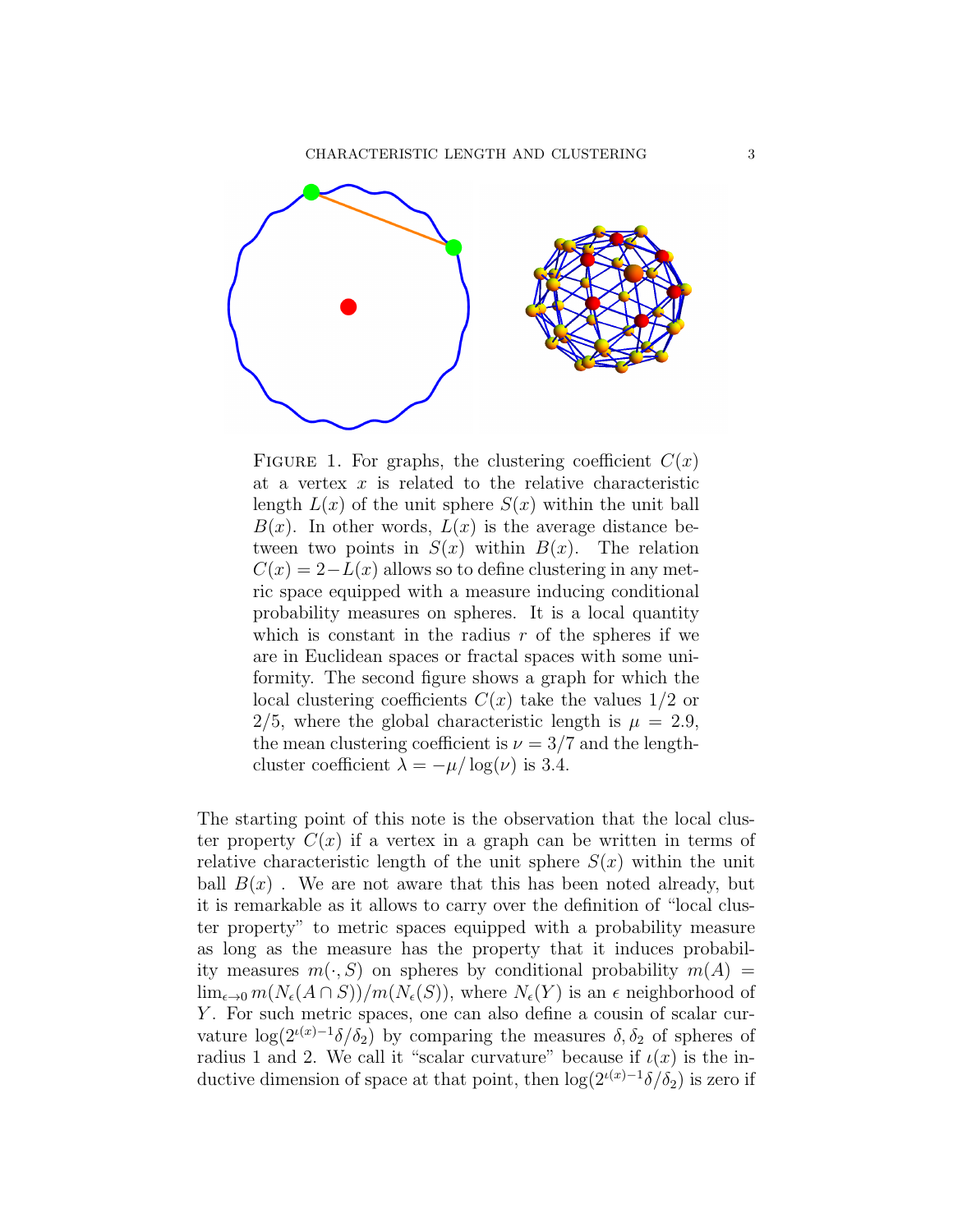FIGURE 1. For graphs, the clustering coefficient $C(x)$ at a vertex $x$ is related to the relative characteristic length $L(x)$ of the unit sphere $S(x)$ within the unit ball $B(x)$. In other words, $L(x)$ is the average distance between two points in $S(x)$ within $B(x)$. The relation $C(x) = 2 - L(x)$ allows so to define clustering in any metric space equipped with a measure inducing conditional probability measures on spheres. It is a local quantity which is constant in the radius $r$ of the spheres if we are in Euclidean spaces or fractal spaces with some uniformity. The second figure shows a graph for which the local clustering coefficients $C(x)$ take the values $1/2$ or $2/5$, where the global characteristic length is $\mu = 2.9$, the mean clustering coefficient is $\nu = 3/7$ and the length-cluster coefficient $\lambda = -\mu/\log(\nu)$ is 3.4.

The starting point of this note is the observation that the local cluster property $C(x)$ if a vertex in a graph can be written in terms of relative characteristic length of the unit sphere $S(x)$ within the unit ball $B(x)$ . We are not aware that this has been noted already, but it is remarkable as it allows to carry over the definition of "local cluster property" to metric spaces equipped with a probability measure as long as the measure has the property that it induces probability measures $m(\cdot, S)$ on spheres by conditional probability $m(A) = \lim_{\epsilon \to 0} m(N_\epsilon(A \cap S))/m(N_\epsilon(S))$, where $N_\epsilon(Y)$ is an $\epsilon$ neighborhood of $Y$. For such metric spaces, one can also define a cousin of scalar curvature $\log(2^{\iota(x)-1}\delta/\delta_2)$ by comparing the measures $\delta, \delta_2$ of spheres of radius 1 and 2. We call it "scalar curvature" because if $\iota(x)$ is the inductive dimension of space at that point, then $\log(2^{\iota(x)-1}\delta/\delta_2)$ is zero if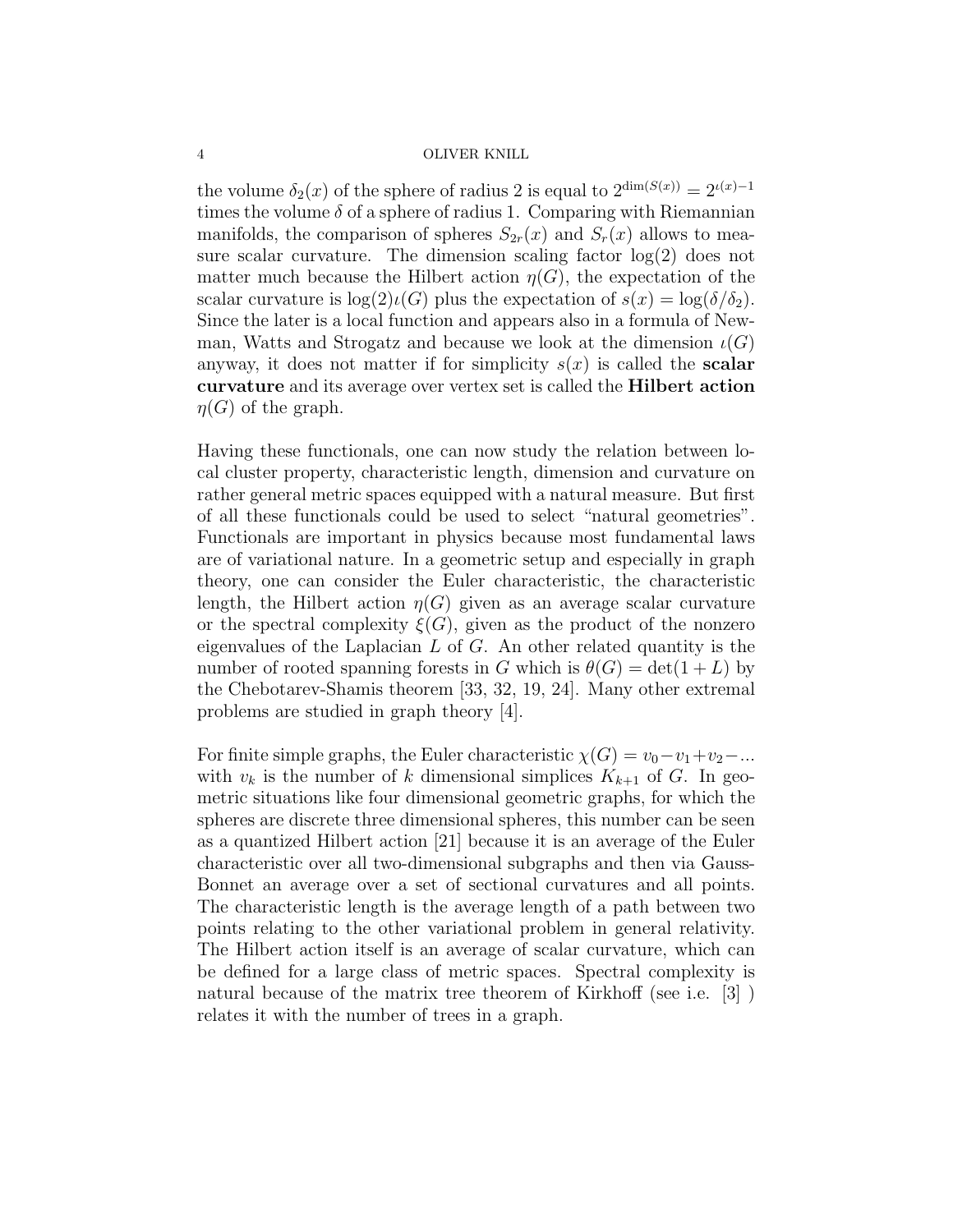the volume $\delta_2(x)$ of the sphere of radius 2 is equal to $2^{\dim(S(x))} = 2^{\iota(x)-1}$ times the volume $\delta$ of a sphere of radius 1. Comparing with Riemannian manifolds, the comparison of spheres $S_{2r}(x)$ and $S_r(x)$ allows to measure scalar curvature. The dimension scaling factor $\log(2)$ does not matter much because the Hilbert action $\eta(G)$, the expectation of the scalar curvature is $\log(2)\iota(G)$ plus the expectation of $s(x) = \log(\delta/\delta_2)$. Since the later is a local function and appears also in a formula of Newman, Watts and Strogatz and because we look at the dimension $\iota(G)$ anyway, it does not matter if for simplicity $s(x)$ is called the **scalar curvature** and its average over vertex set is called the **Hilbert action** $\eta(G)$ of the graph.

Having these functionals, one can now study the relation between local cluster property, characteristic length, dimension and curvature on rather general metric spaces equipped with a natural measure. But first of all these functionals could be used to select "natural geometries". Functionals are important in physics because most fundamental laws are of variational nature. In a geometric setup and especially in graph theory, one can consider the Euler characteristic, the characteristic length, the Hilbert action $\eta(G)$ given as an average scalar curvature or the spectral complexity $\xi(G)$, given as the product of the nonzero eigenvalues of the Laplacian $L$ of $G$. An other related quantity is the number of rooted spanning forests in $G$ which is $\theta(G) = \det(1 + L)$ by the Chebotarev-Shamis theorem [33, 32, 19, 24]. Many other extremal problems are studied in graph theory [4].

For finite simple graphs, the Euler characteristic $\chi(G) = v_0 - v_1 + v_2 - ...$ with $v_k$ is the number of $k$ dimensional simplices $K_{k+1}$ of $G$. In geometric situations like four dimensional geometric graphs, for which the spheres are discrete three dimensional spheres, this number can be seen as a quantized Hilbert action [21] because it is an average of the Euler characteristic over all two-dimensional subgraphs and then via Gauss-Bonnet an average over a set of sectional curvatures and all points. The characteristic length is the average length of a path between two points relating to the other variational problem in general relativity. The Hilbert action itself is an average of scalar curvature, which can be defined for a large class of metric spaces. Spectral complexity is natural because of the matrix tree theorem of Kirkhoff (see i.e. [3] ) relates it with the number of trees in a graph.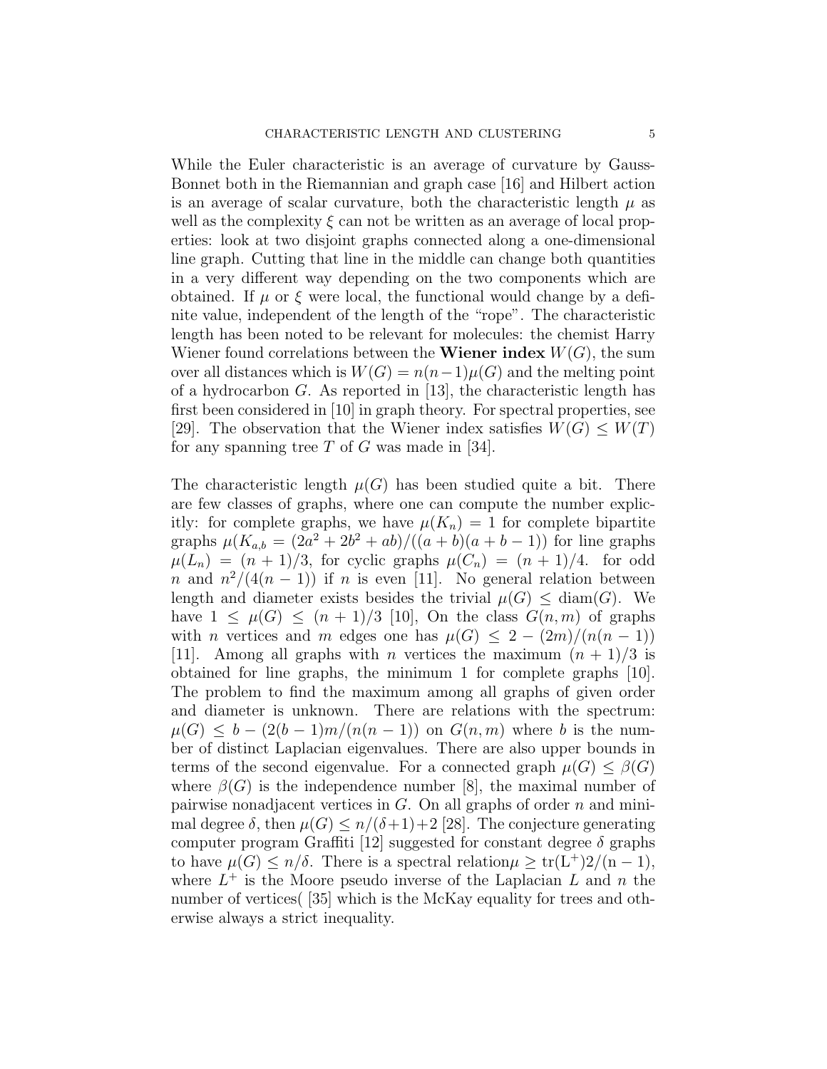While the Euler characteristic is an average of curvature by Gauss-Bonnet both in the Riemannian and graph case [16] and Hilbert action is an average of scalar curvature, both the characteristic length $\mu$ as well as the complexity $\xi$ can not be written as an average of local properties: look at two disjoint graphs connected along a one-dimensional line graph. Cutting that line in the middle can change both quantities in a very different way depending on the two components which are obtained. If $\mu$ or $\xi$ were local, the functional would change by a definite value, independent of the length of the "rope". The characteristic length has been noted to be relevant for molecules: the chemist Harry Wiener found correlations between the **Wiener index** $W(G)$, the sum over all distances which is $W(G) = n(n-1)\mu(G)$ and the melting point of a hydrocarbon $G$. As reported in [13], the characteristic length has first been considered in [10] in graph theory. For spectral properties, see [29]. The observation that the Wiener index satisfies $W(G) \leq W(T)$ for any spanning tree $T$ of $G$ was made in [34].

The characteristic length $\mu(G)$ has been studied quite a bit. There are few classes of graphs, where one can compute the number explicitly: for complete graphs, we have $\mu(K_n) = 1$ for complete bipartite graphs $\mu(K_{a,b} = (2a^2 + 2b^2 + ab)/((a+b)(a+b-1))$ for line graphs $\mu(L_n) = (n+1)/3$, for cyclic graphs $\mu(C_n) = (n+1)/4$. for odd $n$ and $n^2/(4(n-1))$ if $n$ is even [11]. No general relation between length and diameter exists besides the trivial $\mu(G) \leq \text{diam}(G)$. We have $1 \leq \mu(G) \leq (n+1)/3$ [10], On the class $G(n,m)$ of graphs with $n$ vertices and $m$ edges one has $\mu(G) \leq 2 - (2m)/(n(n-1))$ [11]. Among all graphs with $n$ vertices the maximum $(n+1)/3$ is obtained for line graphs, the minimum 1 for complete graphs [10]. The problem to find the maximum among all graphs of given order and diameter is unknown. There are relations with the spectrum: $\mu(G) \leq b - (2(b-1)m/(n(n-1))$ on $G(n,m)$ where $b$ is the number of distinct Laplacian eigenvalues. There are also upper bounds in terms of the second eigenvalue. For a connected graph $\mu(G) \leq \beta(G)$ where $\beta(G)$ is the independence number [8], the maximal number of pairwise nonadjacent vertices in $G$. On all graphs of order $n$ and minimal degree $\delta$, then $\mu(G) \leq n/(\delta+1)+2$ [28]. The conjecture generating computer program Graffiti [12] suggested for constant degree $\delta$ graphs to have $\mu(G) \leq n/\delta$. There is a spectral relation$\mu \geq \mathrm{tr(L^+)2/(n-1)}$, where $L^+$ is the Moore pseudo inverse of the Laplacian $L$ and $n$ the number of vertices( [35] which is the McKay equality for trees and otherwise always a strict inequality.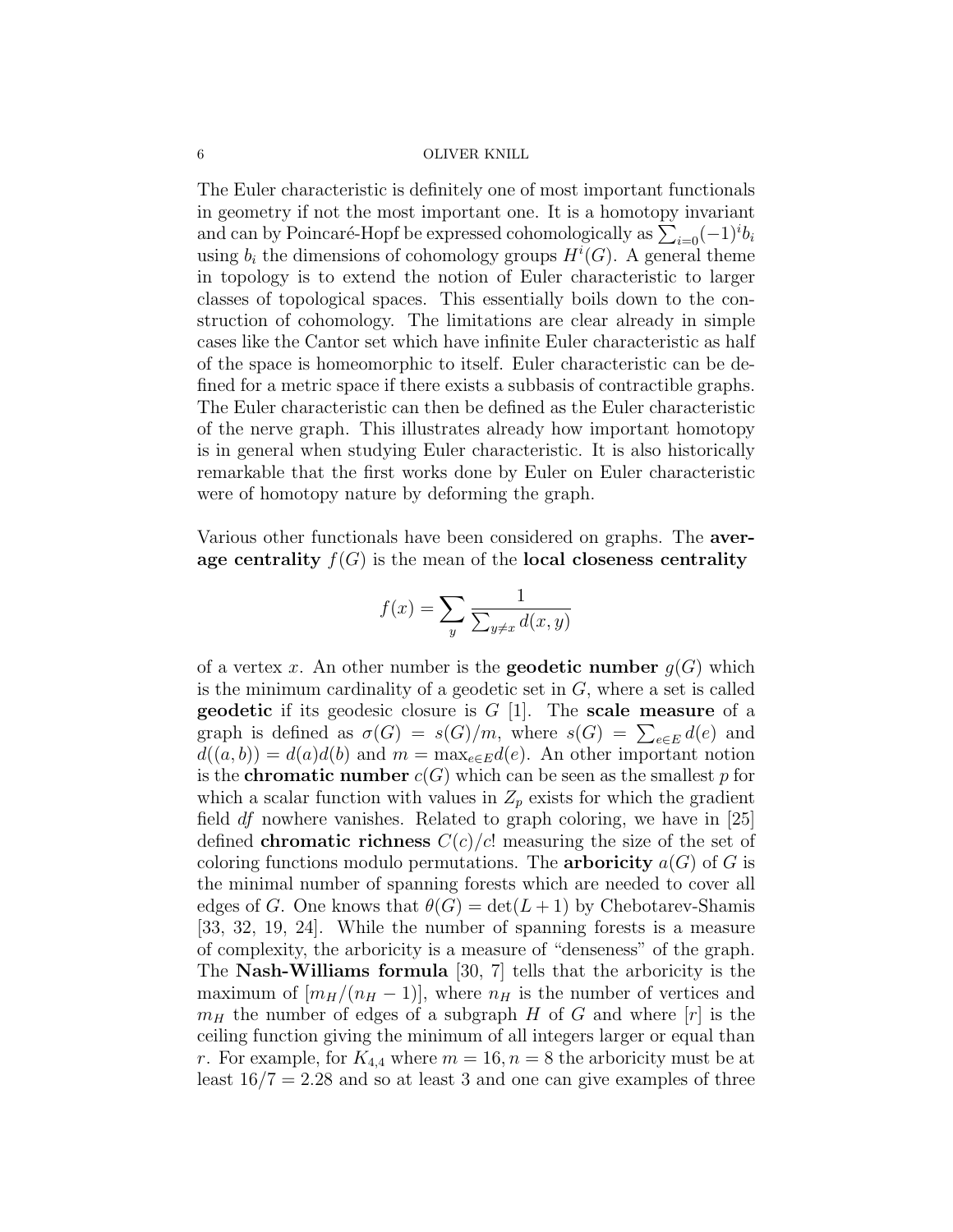The Euler characteristic is definitely one of most important functionals in geometry if not the most important one. It is a homotopy invariant and can by Poincaré-Hopf be expressed cohomologically as $\sum_{i=0}(-1)^i b_i$ using $b_i$ the dimensions of cohomology groups $H^i(G)$. A general theme in topology is to extend the notion of Euler characteristic to larger classes of topological spaces. This essentially boils down to the construction of cohomology. The limitations are clear already in simple cases like the Cantor set which have infinite Euler characteristic as half of the space is homeomorphic to itself. Euler characteristic can be defined for a metric space if there exists a subbasis of contractible graphs. The Euler characteristic can then be defined as the Euler characteristic of the nerve graph. This illustrates already how important homotopy is in general when studying Euler characteristic. It is also historically remarkable that the first works done by Euler on Euler characteristic were of homotopy nature by deforming the graph.

Various other functionals have been considered on graphs. The **average centrality** $f(G)$ is the mean of the **local closeness centrality**

$$f(x) = \sum_y \frac{1}{\sum_{y \neq x} d(x,y)}$$

of a vertex $x$. An other number is the **geodetic number** $g(G)$ which is the minimum cardinality of a geodetic set in $G$, where a set is called **geodetic** if its geodesic closure is $G$ [1]. The **scale measure** of a graph is defined as $\sigma(G) = s(G)/m$, where $s(G) = \sum_{e \in E} d(e)$ and $d((a,b)) = d(a)d(b)$ and $m = \max_{e \in E} d(e)$. An other important notion is the **chromatic number** $c(G)$ which can be seen as the smallest $p$ for which a scalar function with values in $Z_p$ exists for which the gradient field $df$ nowhere vanishes. Related to graph coloring, we have in [25] defined **chromatic richness** $C(c)/c!$ measuring the size of the set of coloring functions modulo permutations. The **arboricity** $a(G)$ of $G$ is the minimal number of spanning forests which are needed to cover all edges of $G$. One knows that $\theta(G) = \det(L+1)$ by Chebotarev-Shamis [33, 32, 19, 24]. While the number of spanning forests is a measure of complexity, the arboricity is a measure of "denseness" of the graph. The **Nash-Williams formula** [30, 7] tells that the arboricity is the maximum of $[m_H/(n_H - 1)]$, where $n_H$ is the number of vertices and $m_H$ the number of edges of a subgraph $H$ of $G$ and where $[r]$ is the ceiling function giving the minimum of all integers larger or equal than $r$. For example, for $K_{4,4}$ where $m = 16, n = 8$ the arboricity must be at least $16/7 = 2.28$ and so at least 3 and one can give examples of three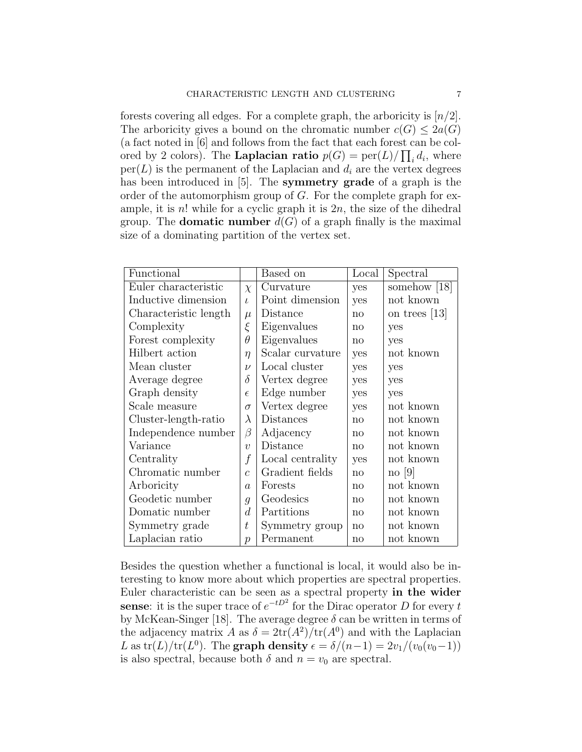forests covering all edges. For a complete graph, the arboricity is $[n/2]$. The arboricity gives a bound on the chromatic number $c(G) \leq 2a(G)$ (a fact noted in [6] and follows from the fact that each forest can be colored by 2 colors). The **Laplacian ratio** $p(G) = \text{per}(L)/\prod_i d_i$, where $\text{per}(L)$ is the permanent of the Laplacian and $d_i$ are the vertex degrees has been introduced in [5]. The **symmetry grade** of a graph is the order of the automorphism group of $G$. For the complete graph for example, it is $n!$ while for a cyclic graph it is $2n$, the size of the dihedral group. The **domatic number** $d(G)$ of a graph finally is the maximal size of a dominating partition of the vertex set.

| Functional | | Based on | Local | Spectral |
|---|---|---|---|---|
| Euler characteristic | $\chi$ | Curvature | yes | somehow [18] |
| Inductive dimension | $\iota$ | Point dimension | yes | not known |
| Characteristic length | $\mu$ | Distance | no | on trees [13] |
| Complexity | $\xi$ | Eigenvalues | no | yes |
| Forest complexity | $\theta$ | Eigenvalues | no | yes |
| Hilbert action | $\eta$ | Scalar curvature | yes | not known |
| Mean cluster | $\nu$ | Local cluster | yes | yes |
| Average degree | $\delta$ | Vertex degree | yes | yes |
| Graph density | $\epsilon$ | Edge number | yes | yes |
| Scale measure | $\sigma$ | Vertex degree | yes | not known |
| Cluster-length-ratio | $\lambda$ | Distances | no | not known |
| Independence number | $\beta$ | Adjacency | no | not known |
| Variance | $\upsilon$ | Distance | no | not known |
| Centrality | $f$ | Local centrality | yes | not known |
| Chromatic number | $c$ | Gradient fields | no | no [9] |
| Arboricity | $a$ | Forests | no | not known |
| Geodetic number | $g$ | Geodesics | no | not known |
| Domatic number | $d$ | Partitions | no | not known |
| Symmetry grade | $t$ | Symmetry group | no | not known |
| Laplacian ratio | $p$ | Permanent | no | not known |

Besides the question whether a functional is local, it would also be interesting to know more about which properties are spectral properties. Euler characteristic can be seen as a spectral property **in the wider sense**: it is the super trace of $e^{-tD^2}$ for the Dirac operator $D$ for every $t$ by McKean-Singer [18]. The average degree $\delta$ can be written in terms of the adjacency matrix $A$ as $\delta = 2\text{tr}(A^2)/\text{tr}(A^0)$ and with the Laplacian $L$ as $\text{tr}(L)/\text{tr}(L^0)$. The **graph density** $\epsilon = \delta/(n-1) = 2v_1/(v_0(v_0-1))$ is also spectral, because both $\delta$ and $n = v_0$ are spectral.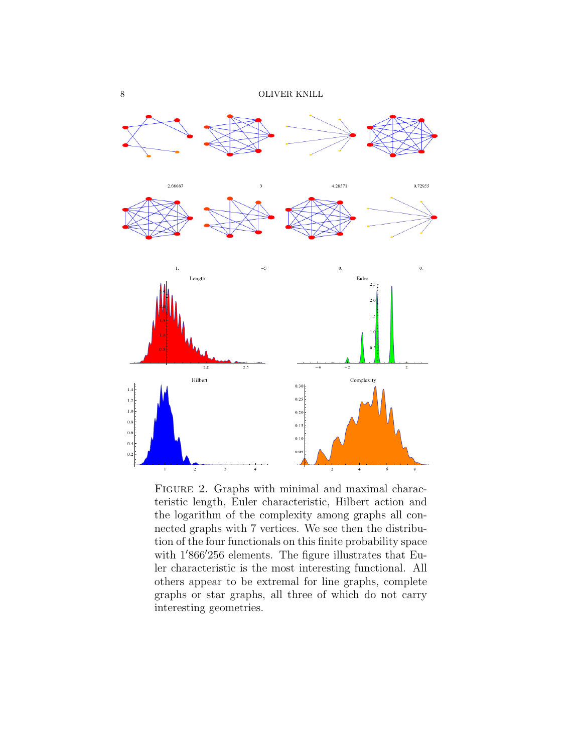FIGURE 2. Graphs with minimal and maximal characteristic length, Euler characteristic, Hilbert action and the logarithm of the complexity among graphs all connected graphs with 7 vertices. We see then the distribution of the four functionals on this finite probability space with 1′866′256 elements. The figure illustrates that Euler characteristic is the most interesting functional. All others appear to be extremal for line graphs, complete graphs or star graphs, all three of which do not carry interesting geometries.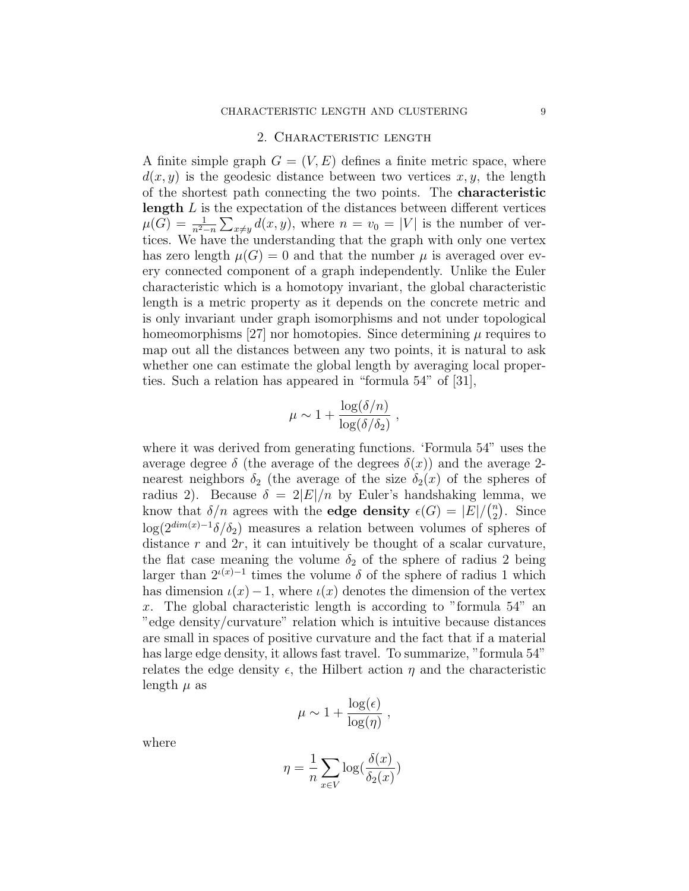## 2. Characteristic length

A finite simple graph $G = (V, E)$ defines a finite metric space, where $d(x, y)$ is the geodesic distance between two vertices $x, y$, the length of the shortest path connecting the two points. The **characteristic length** $L$ is the expectation of the distances between different vertices $\mu(G) = \frac{1}{n^2-n} \sum_{x \neq y} d(x, y)$, where $n = v_0 = |V|$ is the number of vertices. We have the understanding that the graph with only one vertex has zero length $\mu(G) = 0$ and that the number $\mu$ is averaged over every connected component of a graph independently. Unlike the Euler characteristic which is a homotopy invariant, the global characteristic length is a metric property as it depends on the concrete metric and is only invariant under graph isomorphisms and not under topological homeomorphisms [27] nor homotopies. Since determining $\mu$ requires to map out all the distances between any two points, it is natural to ask whether one can estimate the global length by averaging local properties. Such a relation has appeared in "formula 54" of [31],

$$\mu \sim 1 + \frac{\log(\delta/n)}{\log(\delta/\delta_2)} ,$$

where it was derived from generating functions. 'Formula 54" uses the average degree $\delta$ (the average of the degrees $\delta(x)$) and the average 2-nearest neighbors $\delta_2$ (the average of the size $\delta_2(x)$ of the spheres of radius 2). Because $\delta = 2|E|/n$ by Euler's handshaking lemma, we know that $\delta/n$ agrees with the **edge density** $\epsilon(G) = |E|/\binom{n}{2}$. Since $\log(2^{dim(x)-1}\delta/\delta_2)$ measures a relation between volumes of spheres of distance $r$ and $2r$, it can intuitively be thought of a scalar curvature, the flat case meaning the volume $\delta_2$ of the sphere of radius 2 being larger than $2^{\iota(x)-1}$ times the volume $\delta$ of the sphere of radius 1 which has dimension $\iota(x) - 1$, where $\iota(x)$ denotes the dimension of the vertex $x$. The global characteristic length is according to "formula 54" an "edge density/curvature" relation which is intuitive because distances are small in spaces of positive curvature and the fact that if a material has large edge density, it allows fast travel. To summarize, "formula 54" relates the edge density $\epsilon$, the Hilbert action $\eta$ and the characteristic length $\mu$ as

$$\mu \sim 1 + \frac{\log(\epsilon)}{\log(\eta)} ,$$

where

$$\eta = \frac{1}{n} \sum_{x \in V} \log(\frac{\delta(x)}{\delta_2(x)})$$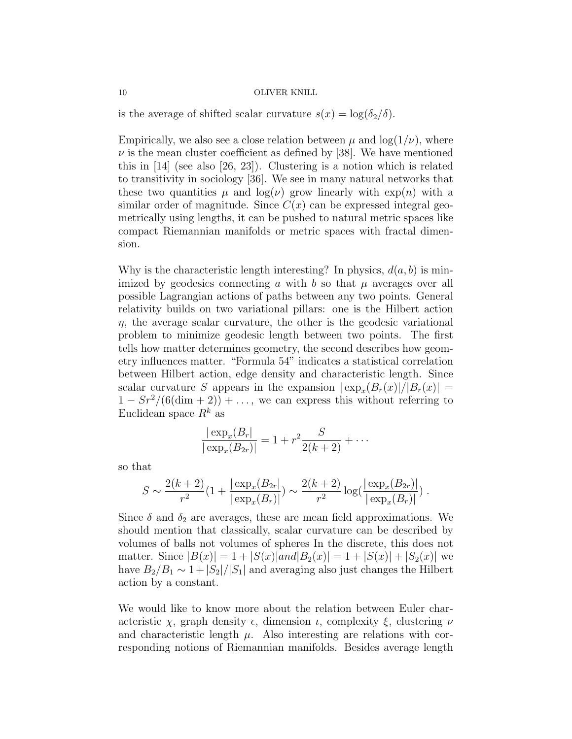is the average of shifted scalar curvature $s(x) = \log(\delta_2/\delta)$.

Empirically, we also see a close relation between $\mu$ and $\log(1/\nu)$, where $\nu$ is the mean cluster coefficient as defined by [38]. We have mentioned this in [14] (see also [26, 23]). Clustering is a notion which is related to transitivity in sociology [36]. We see in many natural networks that these two quantities $\mu$ and $\log(\nu)$ grow linearly with $\exp(n)$ with a similar order of magnitude. Since $C(x)$ can be expressed integral geometrically using lengths, it can be pushed to natural metric spaces like compact Riemannian manifolds or metric spaces with fractal dimension.

Why is the characteristic length interesting? In physics, $d(a, b)$ is minimized by geodesics connecting $a$ with $b$ so that $\mu$ averages over all possible Lagrangian actions of paths between any two points. General relativity builds on two variational pillars: one is the Hilbert action $\eta$, the average scalar curvature, the other is the geodesic variational problem to minimize geodesic length between two points. The first tells how matter determines geometry, the second describes how geometry influences matter. "Formula 54" indicates a statistical correlation between Hilbert action, edge density and characteristic length. Since scalar curvature $S$ appears in the expansion $|\exp_x(B_r(x)|/|B_r(x)| = 1 - Sr^2/(6(\dim + 2)) + \dots$, we can express this without referring to Euclidean space $R^k$ as

$$\frac{|\exp_x(B_r|}{|\exp_x(B_{2r})|} = 1 + r^2 \frac{S}{2(k+2)} + \cdots$$

so that

$$S \sim \frac{2(k+2)}{r^2}\left(1 + \frac{|\exp_x(B_{2r}|}{|\exp_x(B_r)|}\right) \sim \frac{2(k+2)}{r^2} \log\left(\frac{|\exp_x(B_{2r})|}{|\exp_x(B_r)|}\right) .$$

Since $\delta$ and $\delta_2$ are averages, these are mean field approximations. We should mention that classically, scalar curvature can be described by volumes of balls not volumes of spheres In the discrete, this does not matter. Since $|B(x)| = 1 + |S(x)| and |B_2(x)| = 1 + |S(x)| + |S_2(x)|$ we have $B_2/B_1 \sim 1 + |S_2|/|S_1|$ and averaging also just changes the Hilbert action by a constant.

We would like to know more about the relation between Euler characteristic $\chi$, graph density $\epsilon$, dimension $\iota$, complexity $\xi$, clustering $\nu$ and characteristic length $\mu$. Also interesting are relations with corresponding notions of Riemannian manifolds. Besides average length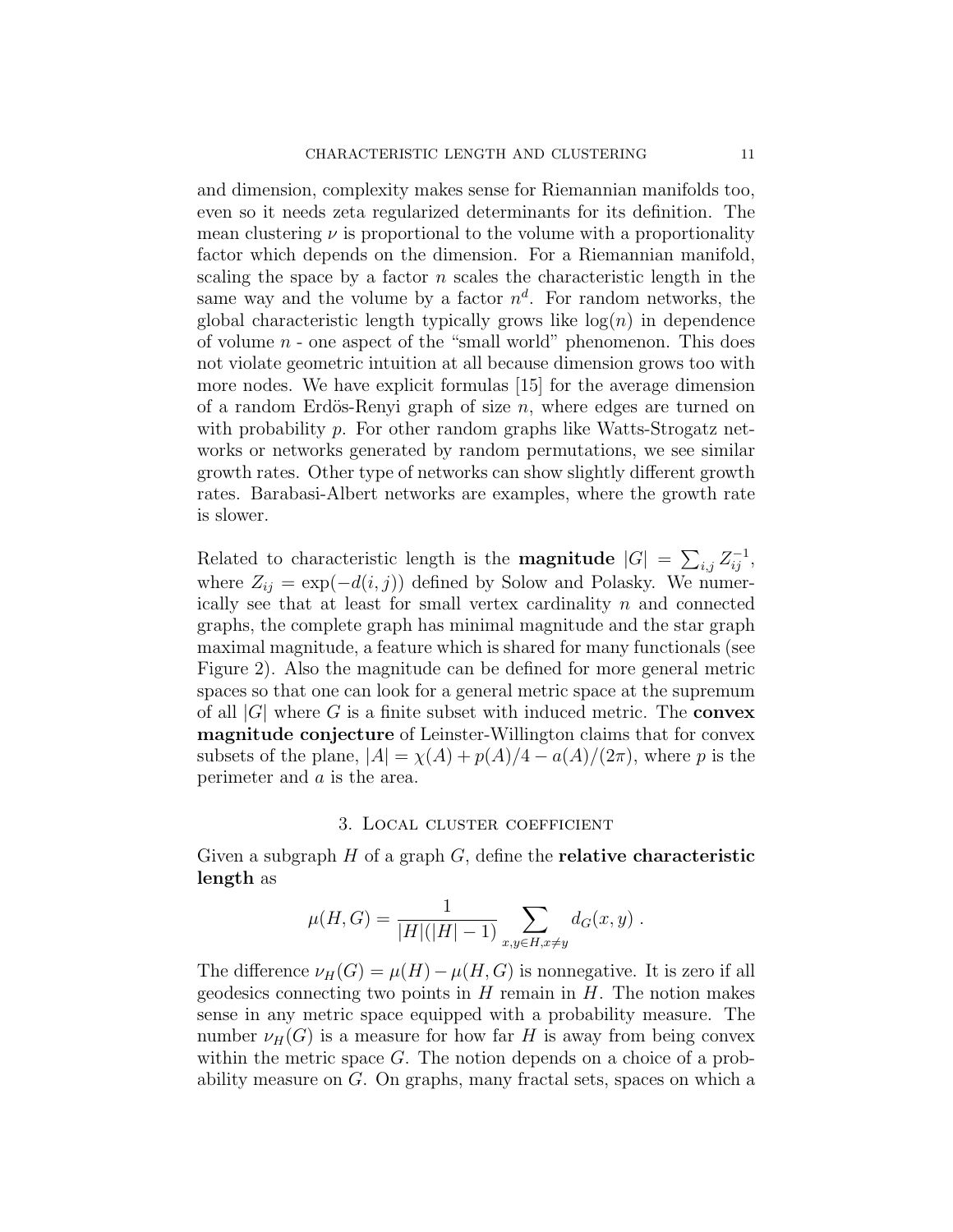and dimension, complexity makes sense for Riemannian manifolds too, even so it needs zeta regularized determinants for its definition. The mean clustering $\nu$ is proportional to the volume with a proportionality factor which depends on the dimension. For a Riemannian manifold, scaling the space by a factor $n$ scales the characteristic length in the same way and the volume by a factor $n^d$. For random networks, the global characteristic length typically grows like $\log(n)$ in dependence of volume $n$ - one aspect of the "small world" phenomenon. This does not violate geometric intuition at all because dimension grows too with more nodes. We have explicit formulas [15] for the average dimension of a random Erdös-Renyi graph of size $n$, where edges are turned on with probability $p$. For other random graphs like Watts-Strogatz networks or networks generated by random permutations, we see similar growth rates. Other type of networks can show slightly different growth rates. Barabasi-Albert networks are examples, where the growth rate is slower.

Related to characteristic length is the **magnitude** $|G| = \sum_{i,j} Z_{ij}^{-1}$, where $Z_{ij} = \exp(-d(i,j))$ defined by Solow and Polasky. We numerically see that at least for small vertex cardinality $n$ and connected graphs, the complete graph has minimal magnitude and the star graph maximal magnitude, a feature which is shared for many functionals (see Figure 2). Also the magnitude can be defined for more general metric spaces so that one can look for a general metric space at the supremum of all $|G|$ where $G$ is a finite subset with induced metric. The **convex magnitude conjecture** of Leinster-Willington claims that for convex subsets of the plane, $|A| = \chi(A) + p(A)/4 - a(A)/(2\pi)$, where $p$ is the perimeter and $a$ is the area.

## 3. Local cluster coefficient

Given a subgraph $H$ of a graph $G$, define the **relative characteristic length** as

$$\mu(H,G) = \frac{1}{|H|(|H|-1)} \sum_{x,y \in H, x \neq y} d_G(x,y) \; .$$

The difference $\nu_H(G) = \mu(H) - \mu(H,G)$ is nonnegative. It is zero if all geodesics connecting two points in $H$ remain in $H$. The notion makes sense in any metric space equipped with a probability measure. The number $\nu_H(G)$ is a measure for how far $H$ is away from being convex within the metric space $G$. The notion depends on a choice of a probability measure on $G$. On graphs, many fractal sets, spaces on which a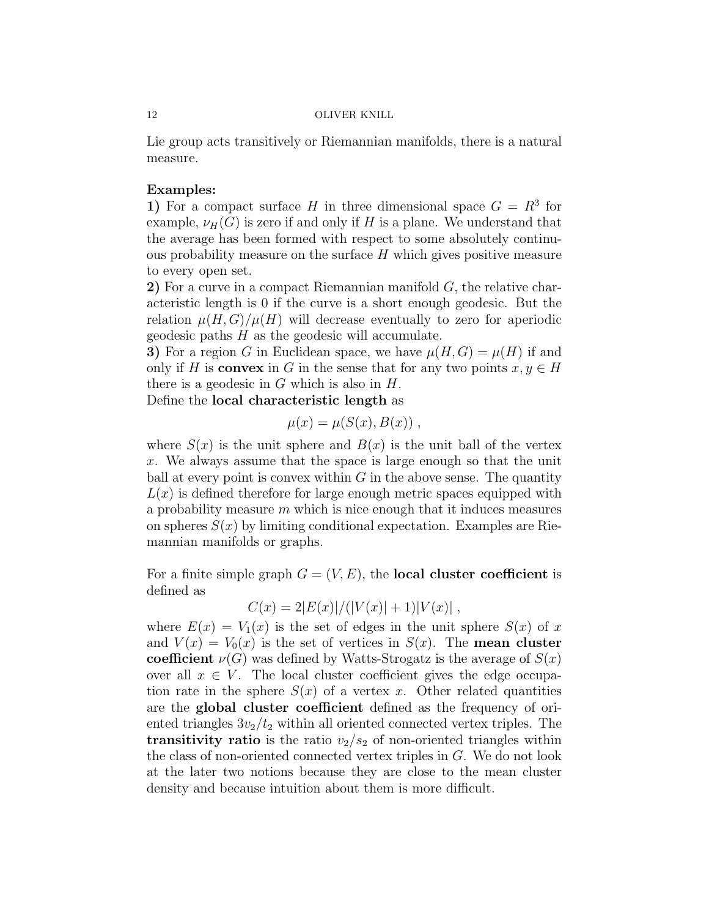Lie group acts transitively or Riemannian manifolds, there is a natural measure.

**Examples:**

**1)** For a compact surface $H$ in three dimensional space $G = R^3$ for example, $\nu_H(G)$ is zero if and only if $H$ is a plane. We understand that the average has been formed with respect to some absolutely continuous probability measure on the surface $H$ which gives positive measure to every open set.

**2)** For a curve in a compact Riemannian manifold $G$, the relative characteristic length is 0 if the curve is a short enough geodesic. But the relation $\mu(H,G)/\mu(H)$ will decrease eventually to zero for aperiodic geodesic paths $H$ as the geodesic will accumulate.

**3)** For a region $G$ in Euclidean space, we have $\mu(H,G) = \mu(H)$ if and only if $H$ is **convex** in $G$ in the sense that for any two points $x, y \in H$ there is a geodesic in $G$ which is also in $H$.

Define the **local characteristic length** as

$$\mu(x) = \mu(S(x), B(x)) ,$$

where $S(x)$ is the unit sphere and $B(x)$ is the unit ball of the vertex $x$. We always assume that the space is large enough so that the unit ball at every point is convex within $G$ in the above sense. The quantity $L(x)$ is defined therefore for large enough metric spaces equipped with a probability measure $m$ which is nice enough that it induces measures on spheres $S(x)$ by limiting conditional expectation. Examples are Riemannian manifolds or graphs.

For a finite simple graph $G = (V, E)$, the **local cluster coefficient** is defined as

$$C(x) = 2|E(x)|/(|V(x)| + 1)|V(x)| ,$$

where $E(x) = V_1(x)$ is the set of edges in the unit sphere $S(x)$ of $x$ and $V(x) = V_0(x)$ is the set of vertices in $S(x)$. The **mean cluster coefficient** $\nu(G)$ was defined by Watts-Strogatz is the average of $S(x)$ over all $x \in V$. The local cluster coefficient gives the edge occupation rate in the sphere $S(x)$ of a vertex $x$. Other related quantities are the **global cluster coefficient** defined as the frequency of oriented triangles $3v_2/t_2$ within all oriented connected vertex triples. The **transitivity ratio** is the ratio $v_2/s_2$ of non-oriented triangles within the class of non-oriented connected vertex triples in $G$. We do not look at the later two notions because they are close to the mean cluster density and because intuition about them is more difficult.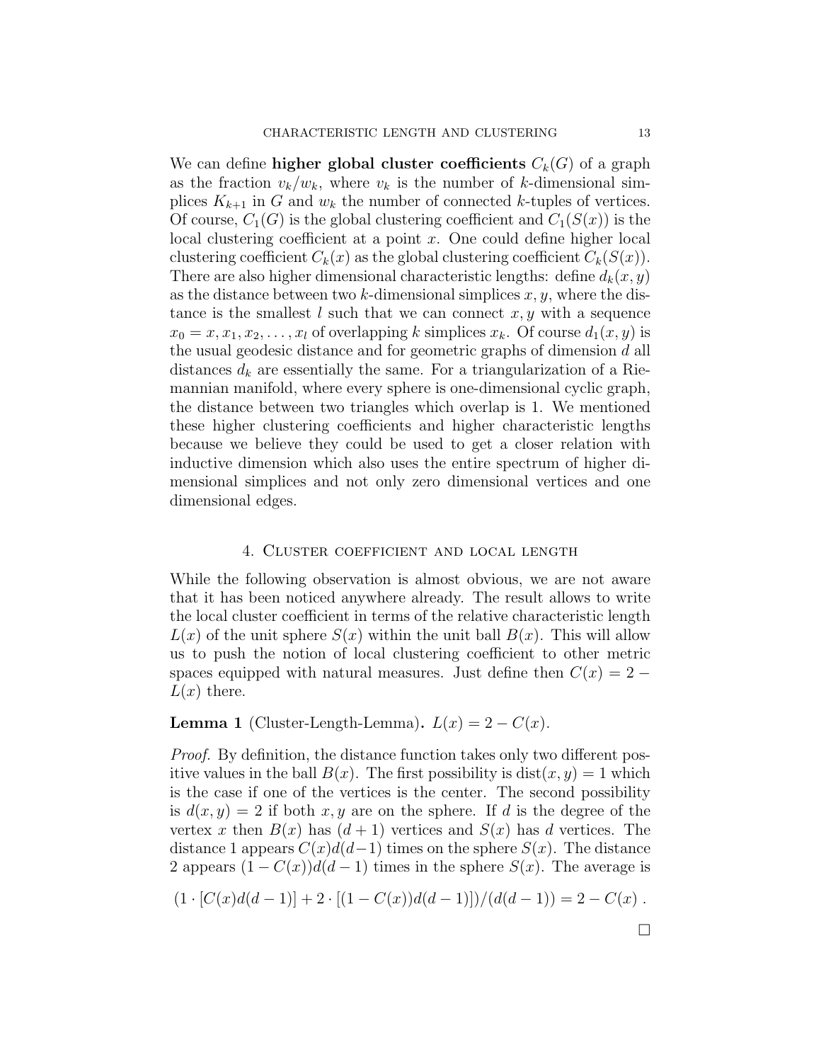We can define **higher global cluster coefficients** $C_k(G)$ of a graph as the fraction $v_k/w_k$, where $v_k$ is the number of $k$-dimensional simplices $K_{k+1}$ in $G$ and $w_k$ the number of connected $k$-tuples of vertices. Of course, $C_1(G)$ is the global clustering coefficient and $C_1(S(x))$ is the local clustering coefficient at a point $x$. One could define higher local clustering coefficient $C_k(x)$ as the global clustering coefficient $C_k(S(x))$. There are also higher dimensional characteristic lengths: define $d_k(x, y)$ as the distance between two $k$-dimensional simplices $x, y$, where the distance is the smallest $l$ such that we can connect $x, y$ with a sequence $x_0 = x, x_1, x_2, \dots, x_l$ of overlapping $k$ simplices $x_k$. Of course $d_1(x, y)$ is the usual geodesic distance and for geometric graphs of dimension $d$ all distances $d_k$ are essentially the same. For a triangularization of a Riemannian manifold, where every sphere is one-dimensional cyclic graph, the distance between two triangles which overlap is 1. We mentioned these higher clustering coefficients and higher characteristic lengths because we believe they could be used to get a closer relation with inductive dimension which also uses the entire spectrum of higher dimensional simplices and not only zero dimensional vertices and one dimensional edges.

## 4. Cluster coefficient and local length

While the following observation is almost obvious, we are not aware that it has been noticed anywhere already. The result allows to write the local cluster coefficient in terms of the relative characteristic length $L(x)$ of the unit sphere $S(x)$ within the unit ball $B(x)$. This will allow us to push the notion of local clustering coefficient to other metric spaces equipped with natural measures. Just define then $C(x) = 2 - L(x)$ there.

**Lemma 1** (Cluster-Length-Lemma)**.** $L(x) = 2 - C(x)$.

*Proof.* By definition, the distance function takes only two different positive values in the ball $B(x)$. The first possibility is $\text{dist}(x, y) = 1$ which is the case if one of the vertices is the center. The second possibility is $d(x, y) = 2$ if both $x, y$ are on the sphere. If $d$ is the degree of the vertex $x$ then $B(x)$ has $(d + 1)$ vertices and $S(x)$ has $d$ vertices. The distance 1 appears $C(x)d(d-1)$ times on the sphere $S(x)$. The distance 2 appears $(1 - C(x))d(d - 1)$ times in the sphere $S(x)$. The average is

$$(1 \cdot [C(x)d(d - 1)] + 2 \cdot [(1 - C(x))d(d - 1)])/(d(d - 1)) = 2 - C(x) .$$

□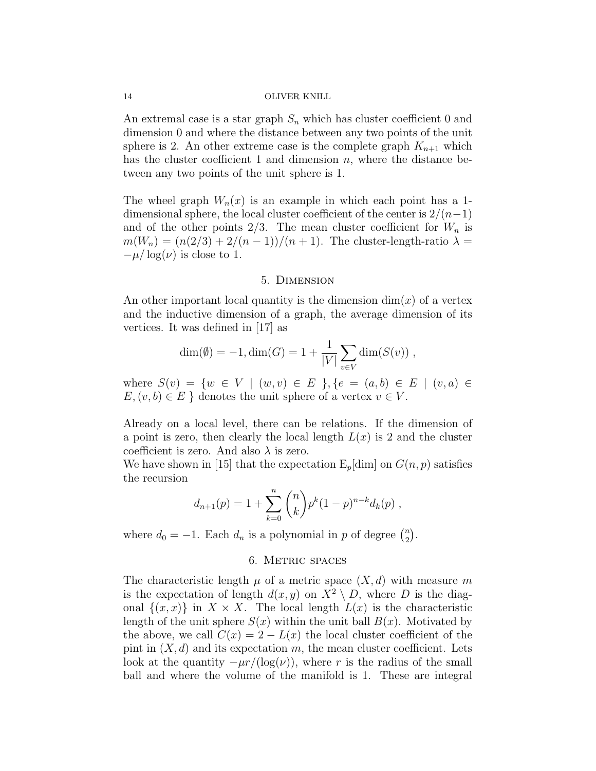An extremal case is a star graph $S_n$ which has cluster coefficient 0 and dimension 0 and where the distance between any two points of the unit sphere is 2. An other extreme case is the complete graph $K_{n+1}$ which has the cluster coefficient 1 and dimension $n$, where the distance between any two points of the unit sphere is 1.

The wheel graph $W_n(x)$ is an example in which each point has a 1-dimensional sphere, the local cluster coefficient of the center is $2/(n-1)$ and of the other points $2/3$. The mean cluster coefficient for $W_n$ is $m(W_n) = (n(2/3) + 2/(n-1))/(n+1)$. The cluster-length-ratio $\lambda = -\mu/\log(\nu)$ is close to 1.

## 5. Dimension

An other important local quantity is the dimension $\dim(x)$ of a vertex and the inductive dimension of a graph, the average dimension of its vertices. It was defined in [17] as

$$\dim(\emptyset) = -1, \dim(G) = 1 + \frac{1}{|V|} \sum_{v \in V} \dim(S(v)) ,$$

where $S(v) = \{w \in V \mid (w,v) \in E \}, \{e = (a,b) \in E \mid (v,a) \in E, (v,b) \in E \}$ denotes the unit sphere of a vertex $v \in V$.

Already on a local level, there can be relations. If the dimension of a point is zero, then clearly the local length $L(x)$ is 2 and the cluster coefficient is zero. And also $\lambda$ is zero.

We have shown in [15] that the expectation $\mathrm{E}_p[\dim]$ on $G(n,p)$ satisfies the recursion

$$d_{n+1}(p) = 1 + \sum_{k=0}^{n} \binom{n}{k} p^k (1-p)^{n-k} d_k(p) ,$$

where $d_0 = -1$. Each $d_n$ is a polynomial in $p$ of degree $\binom{n}{2}$.

## 6. Metric spaces

The characteristic length $\mu$ of a metric space $(X,d)$ with measure $m$ is the expectation of length $d(x,y)$ on $X^2 \setminus D$, where $D$ is the diagonal $\{(x,x)\}$ in $X \times X$. The local length $L(x)$ is the characteristic length of the unit sphere $S(x)$ within the unit ball $B(x)$. Motivated by the above, we call $C(x) = 2 - L(x)$ the local cluster coefficient of the pint in $(X,d)$ and its expectation $m$, the mean cluster coefficient. Lets look at the quantity $-\mu r/(\log(\nu))$, where $r$ is the radius of the small ball and where the volume of the manifold is 1. These are integral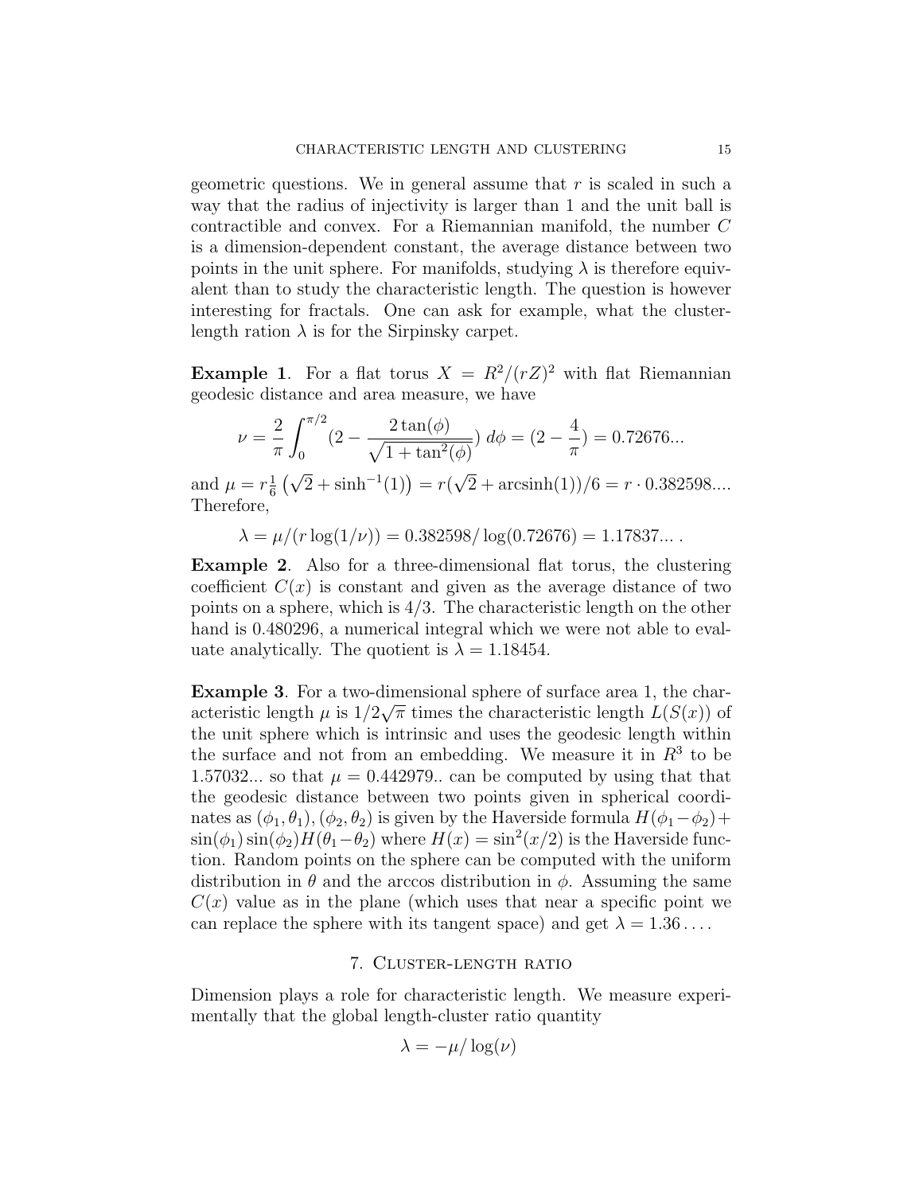geometric questions. We in general assume that $r$ is scaled in such a way that the radius of injectivity is larger than 1 and the unit ball is contractible and convex. For a Riemannian manifold, the number $C$ is a dimension-dependent constant, the average distance between two points in the unit sphere. For manifolds, studying $\lambda$ is therefore equivalent than to study the characteristic length. The question is however interesting for fractals. One can ask for example, what the cluster-length ration $\lambda$ is for the Sirpinsky carpet.

**Example 1**. For a flat torus $X = R^2/(rZ)^2$ with flat Riemannian geodesic distance and area measure, we have

$$\nu = \frac{2}{\pi} \int_0^{\pi/2} (2 - \frac{2\tan(\phi)}{\sqrt{1+\tan^2(\phi)}})\, d\phi = (2 - \frac{4}{\pi}) = 0.72676...$$

and $\mu = r\frac{1}{6}\left(\sqrt{2} + \sinh^{-1}(1)\right) = r(\sqrt{2} + \text{arcsinh}(1))/6 = r \cdot 0.382598....$ Therefore,

$$\lambda = \mu/(r\log(1/\nu)) = 0.382598/\log(0.72676) = 1.17837... .$$

**Example 2**. Also for a three-dimensional flat torus, the clustering coefficient $C(x)$ is constant and given as the average distance of two points on a sphere, which is $4/3$. The characteristic length on the other hand is 0.480296, a numerical integral which we were not able to evaluate analytically. The quotient is $\lambda = 1.18454$.

**Example 3**. For a two-dimensional sphere of surface area 1, the characteristic length $\mu$ is $1/2\sqrt{\pi}$ times the characteristic length $L(S(x))$ of the unit sphere which is intrinsic and uses the geodesic length within the surface and not from an embedding. We measure it in $R^3$ to be 1.57032... so that $\mu = 0.442979..$ can be computed by using that that the geodesic distance between two points given in spherical coordinates as $(\phi_1, \theta_1), (\phi_2, \theta_2)$ is given by the Haverside formula $H(\phi_1 - \phi_2) + \sin(\phi_1)\sin(\phi_2)H(\theta_1 - \theta_2)$ where $H(x) = \sin^2(x/2)$ is the Haverside function. Random points on the sphere can be computed with the uniform distribution in $\theta$ and the arccos distribution in $\phi$. Assuming the same $C(x)$ value as in the plane (which uses that near a specific point we can replace the sphere with its tangent space) and get $\lambda = 1.36\ldots$.

## 7. Cluster-length ratio

Dimension plays a role for characteristic length. We measure experimentally that the global length-cluster ratio quantity

$$\lambda = -\mu/\log(\nu)$$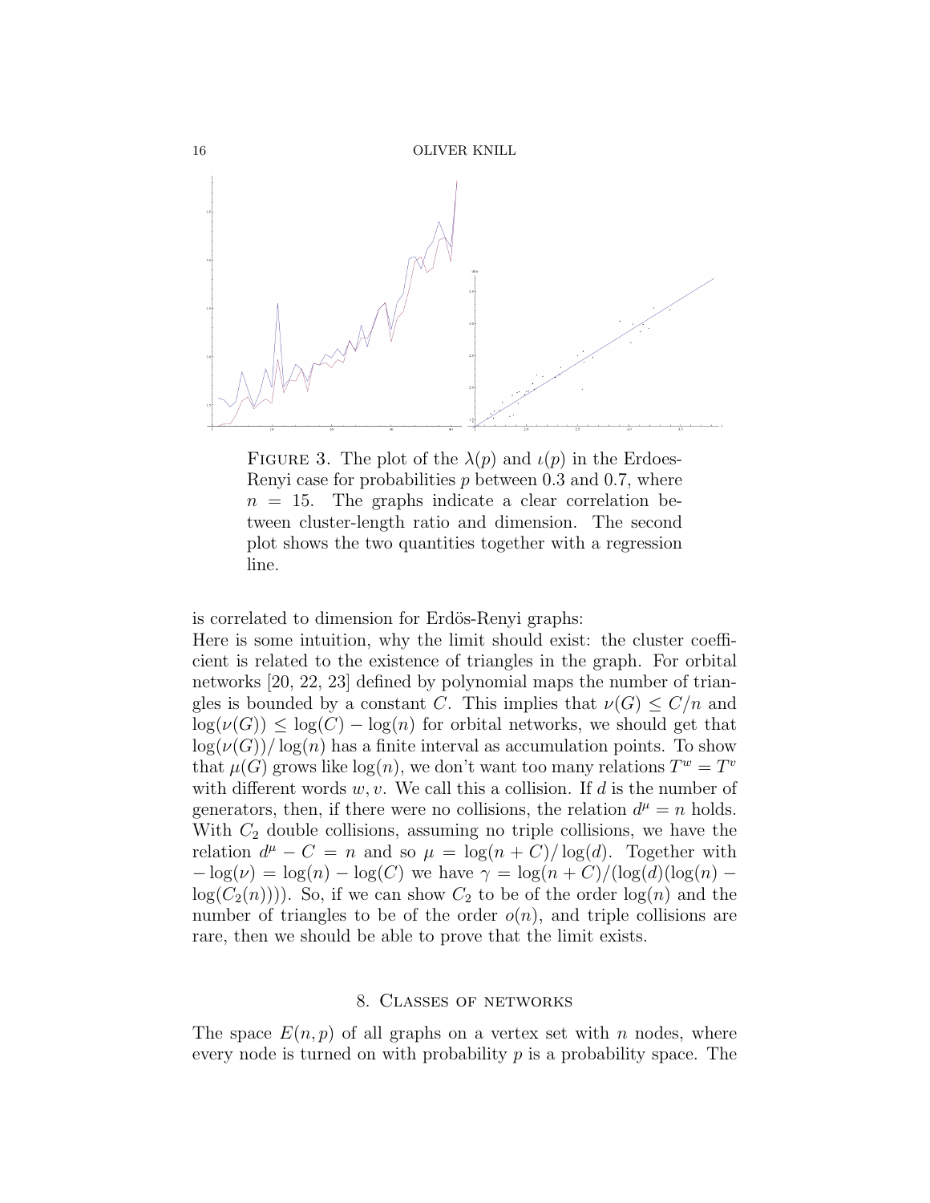FIGURE 3. The plot of the $\lambda(p)$ and $\iota(p)$ in the Erdoes-Renyi case for probabilities $p$ between 0.3 and 0.7, where $n = 15$. The graphs indicate a clear correlation between cluster-length ratio and dimension. The second plot shows the two quantities together with a regression line.

is correlated to dimension for Erdös-Renyi graphs:

Here is some intuition, why the limit should exist: the cluster coefficient is related to the existence of triangles in the graph. For orbital networks [20, 22, 23] defined by polynomial maps the number of triangles is bounded by a constant $C$. This implies that $\nu(G) \leq C/n$ and $\log(\nu(G)) \leq \log(C) - \log(n)$ for orbital networks, we should get that $\log(\nu(G))/\log(n)$ has a finite interval as accumulation points. To show that $\mu(G)$ grows like $\log(n)$, we don't want too many relations $T^w = T^v$ with different words $w, v$. We call this a collision. If $d$ is the number of generators, then, if there were no collisions, the relation $d^\mu = n$ holds. With $C_2$ double collisions, assuming no triple collisions, we have the relation $d^\mu - C = n$ and so $\mu = \log(n+C)/\log(d)$. Together with $-\log(\nu) = \log(n) - \log(C)$ we have $\gamma = \log(n+C)/(\log(d)(\log(n) - \log(C_2(n))))$. So, if we can show $C_2$ to be of the order $\log(n)$ and the number of triangles to be of the order $o(n)$, and triple collisions are rare, then we should be able to prove that the limit exists.

## 8. Classes of networks

The space $E(n,p)$ of all graphs on a vertex set with $n$ nodes, where every node is turned on with probability $p$ is a probability space. The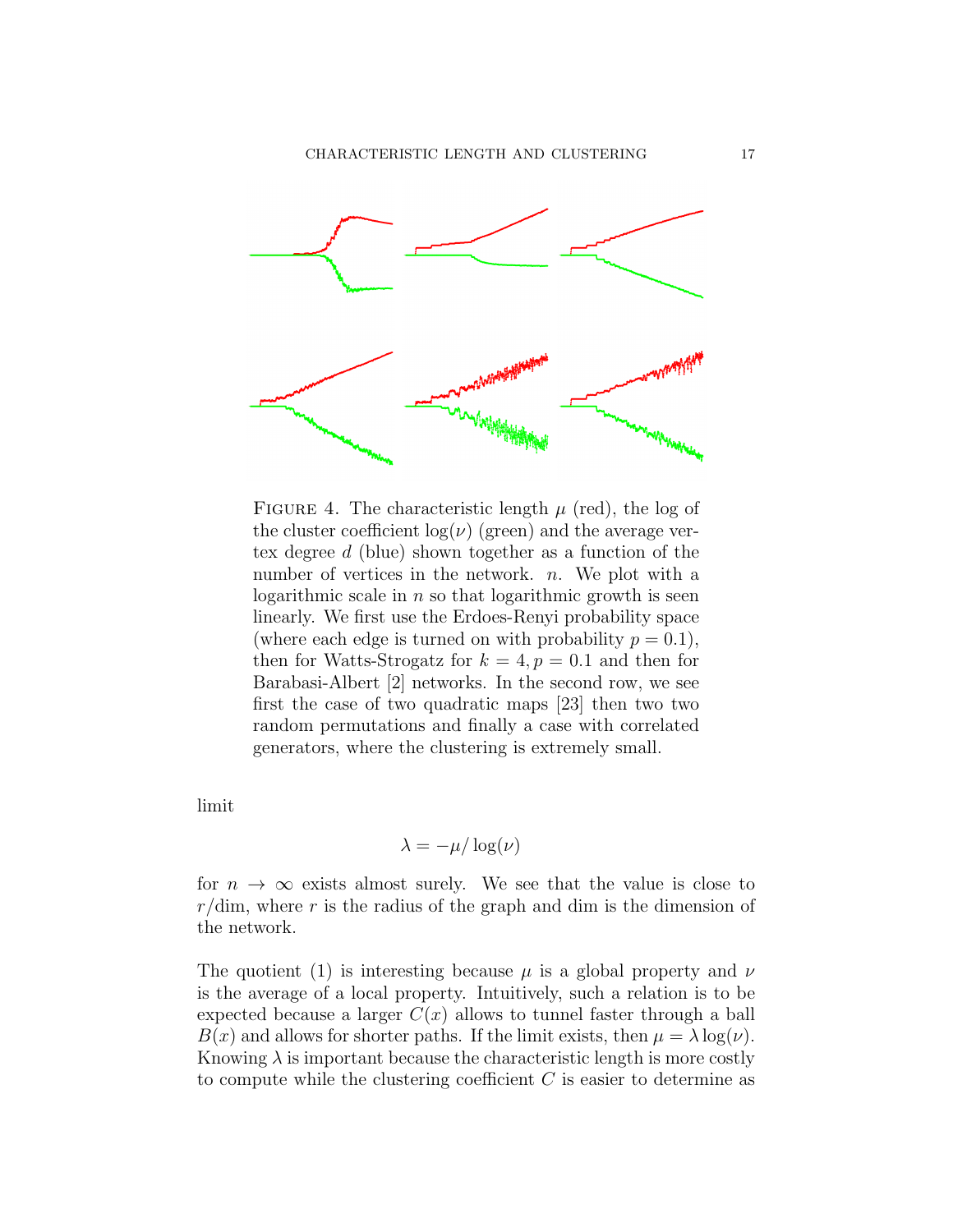FIGURE 4. The characteristic length $\mu$ (red), the log of the cluster coefficient $\log(\nu)$ (green) and the average vertex degree $d$ (blue) shown together as a function of the number of vertices in the network. $n$. We plot with a logarithmic scale in $n$ so that logarithmic growth is seen linearly. We first use the Erdoes-Renyi probability space (where each edge is turned on with probability $p = 0.1$), then for Watts-Strogatz for $k = 4, p = 0.1$ and then for Barabasi-Albert [2] networks. In the second row, we see first the case of two quadratic maps [23] then two two random permutations and finally a case with correlated generators, where the clustering is extremely small.

limit

$$\lambda = -\mu/\log(\nu)$$

for $n \to \infty$ exists almost surely. We see that the value is close to $r/\text{dim}$, where $r$ is the radius of the graph and dim is the dimension of the network.

The quotient (1) is interesting because $\mu$ is a global property and $\nu$ is the average of a local property. Intuitively, such a relation is to be expected because a larger $C(x)$ allows to tunnel faster through a ball $B(x)$ and allows for shorter paths. If the limit exists, then $\mu = \lambda \log(\nu)$. Knowing $\lambda$ is important because the characteristic length is more costly to compute while the clustering coefficient $C$ is easier to determine as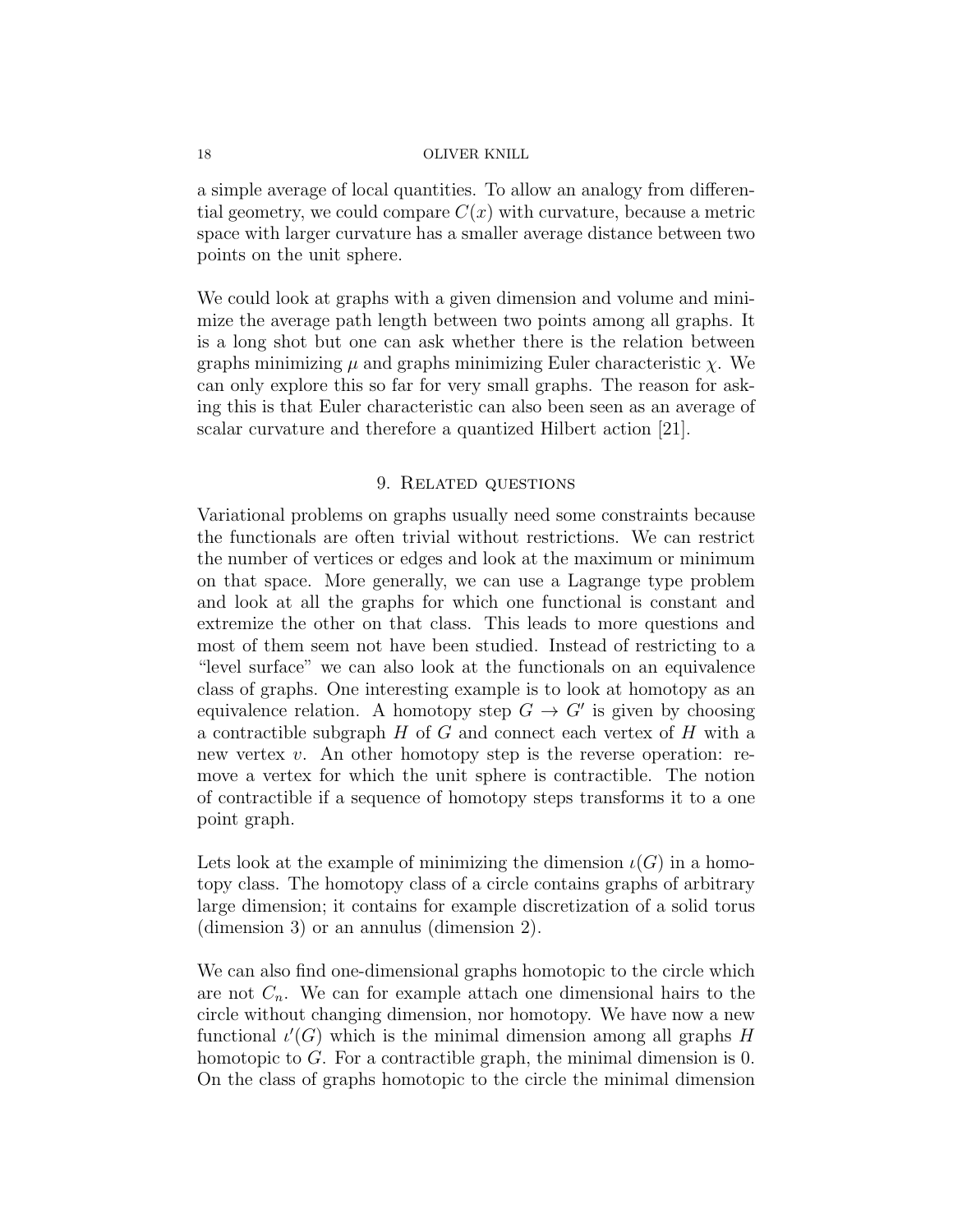a simple average of local quantities. To allow an analogy from differential geometry, we could compare $C(x)$ with curvature, because a metric space with larger curvature has a smaller average distance between two points on the unit sphere.

We could look at graphs with a given dimension and volume and minimize the average path length between two points among all graphs. It is a long shot but one can ask whether there is the relation between graphs minimizing $\mu$ and graphs minimizing Euler characteristic $\chi$. We can only explore this so far for very small graphs. The reason for asking this is that Euler characteristic can also been seen as an average of scalar curvature and therefore a quantized Hilbert action [21].

## 9. Related questions

Variational problems on graphs usually need some constraints because the functionals are often trivial without restrictions. We can restrict the number of vertices or edges and look at the maximum or minimum on that space. More generally, we can use a Lagrange type problem and look at all the graphs for which one functional is constant and extremize the other on that class. This leads to more questions and most of them seem not have been studied. Instead of restricting to a "level surface" we can also look at the functionals on an equivalence class of graphs. One interesting example is to look at homotopy as an equivalence relation. A homotopy step $G \to G'$ is given by choosing a contractible subgraph $H$ of $G$ and connect each vertex of $H$ with a new vertex $v$. An other homotopy step is the reverse operation: remove a vertex for which the unit sphere is contractible. The notion of contractible if a sequence of homotopy steps transforms it to a one point graph.

Lets look at the example of minimizing the dimension $\iota(G)$ in a homotopy class. The homotopy class of a circle contains graphs of arbitrary large dimension; it contains for example discretization of a solid torus (dimension 3) or an annulus (dimension 2).

We can also find one-dimensional graphs homotopic to the circle which are not $C_n$. We can for example attach one dimensional hairs to the circle without changing dimension, nor homotopy. We have now a new functional $\iota'(G)$ which is the minimal dimension among all graphs $H$ homotopic to $G$. For a contractible graph, the minimal dimension is 0. On the class of graphs homotopic to the circle the minimal dimension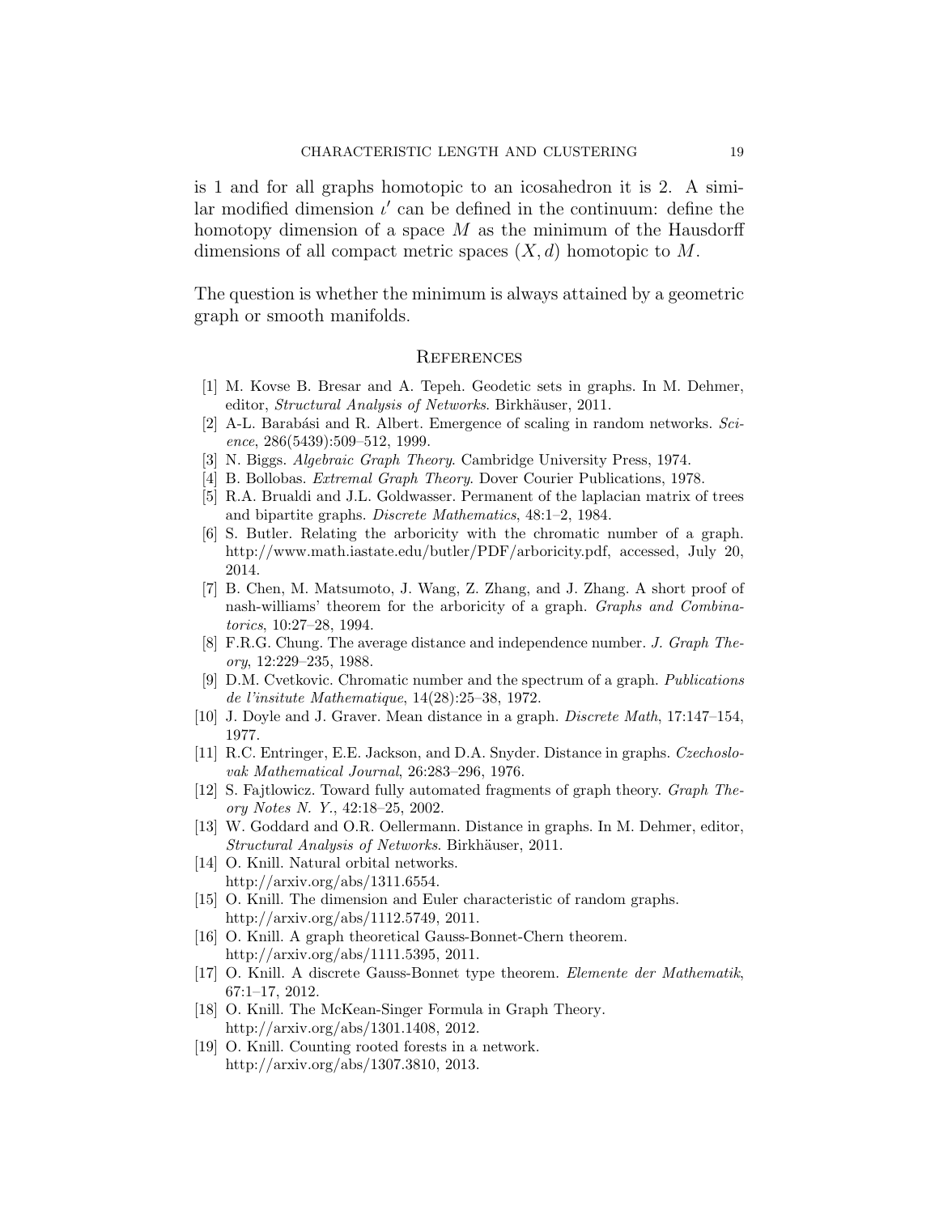is 1 and for all graphs homotopic to an icosahedron it is 2. A similar modified dimension $\iota'$ can be defined in the continuum: define the homotopy dimension of a space $M$ as the minimum of the Hausdorff dimensions of all compact metric spaces $(X, d)$ homotopic to $M$.

The question is whether the minimum is always attained by a geometric graph or smooth manifolds.

## References

[1] M. Kovse B. Bresar and A. Tepeh. Geodetic sets in graphs. In M. Dehmer, editor, *Structural Analysis of Networks*. Birkhäuser, 2011.

[2] A-L. Barabási and R. Albert. Emergence of scaling in random networks. *Science*, 286(5439):509–512, 1999.

[3] N. Biggs. *Algebraic Graph Theory*. Cambridge University Press, 1974.

[4] B. Bollobas. *Extremal Graph Theory*. Dover Courier Publications, 1978.

[5] R.A. Brualdi and J.L. Goldwasser. Permanent of the laplacian matrix of trees and bipartite graphs. *Discrete Mathematics*, 48:1–2, 1984.

[6] S. Butler. Relating the arboricity with the chromatic number of a graph. http://www.math.iastate.edu/butler/PDF/arboricity.pdf, accessed, July 20, 2014.

[7] B. Chen, M. Matsumoto, J. Wang, Z. Zhang, and J. Zhang. A short proof of nash-williams' theorem for the arboricity of a graph. *Graphs and Combinatorics*, 10:27–28, 1994.

[8] F.R.G. Chung. The average distance and independence number. *J. Graph Theory*, 12:229–235, 1988.

[9] D.M. Cvetkovic. Chromatic number and the spectrum of a graph. *Publications de l'insitute Mathematique*, 14(28):25–38, 1972.

[10] J. Doyle and J. Graver. Mean distance in a graph. *Discrete Math*, 17:147–154, 1977.

[11] R.C. Entringer, E.E. Jackson, and D.A. Snyder. Distance in graphs. *Czechoslovak Mathematical Journal*, 26:283–296, 1976.

[12] S. Fajtlowicz. Toward fully automated fragments of graph theory. *Graph Theory Notes N. Y.*, 42:18–25, 2002.

[13] W. Goddard and O.R. Oellermann. Distance in graphs. In M. Dehmer, editor, *Structural Analysis of Networks*. Birkhäuser, 2011.

[14] O. Knill. Natural orbital networks. http://arxiv.org/abs/1311.6554.

[15] O. Knill. The dimension and Euler characteristic of random graphs. http://arxiv.org/abs/1112.5749, 2011.

[16] O. Knill. A graph theoretical Gauss-Bonnet-Chern theorem. http://arxiv.org/abs/1111.5395, 2011.

[17] O. Knill. A discrete Gauss-Bonnet type theorem. *Elemente der Mathematik*, 67:1–17, 2012.

[18] O. Knill. The McKean-Singer Formula in Graph Theory. http://arxiv.org/abs/1301.1408, 2012.

[19] O. Knill. Counting rooted forests in a network. http://arxiv.org/abs/1307.3810, 2013.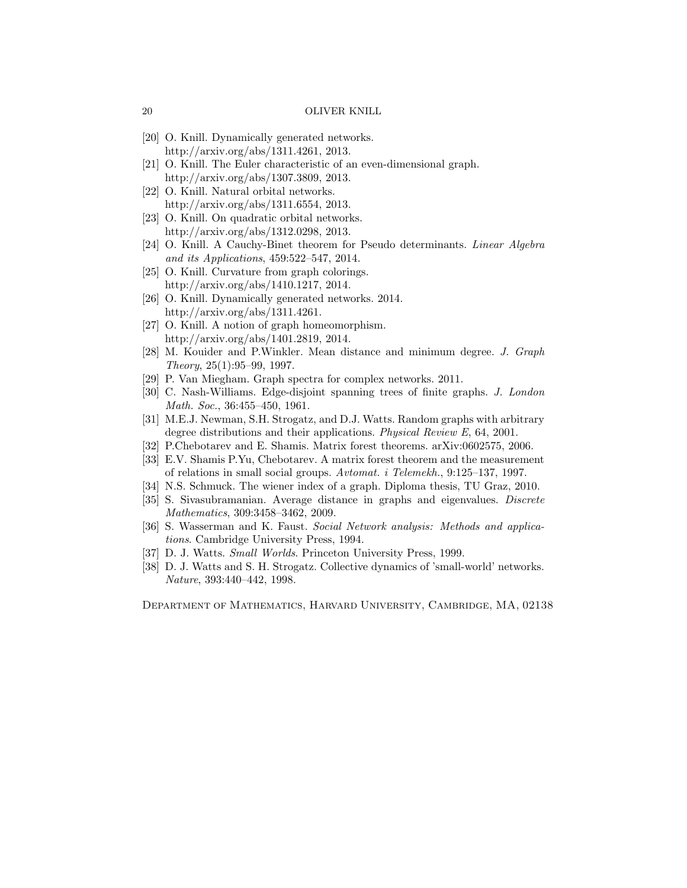[20] O. Knill. Dynamically generated networks. http://arxiv.org/abs/1311.4261, 2013.

[21] O. Knill. The Euler characteristic of an even-dimensional graph. http://arxiv.org/abs/1307.3809, 2013.

[22] O. Knill. Natural orbital networks. http://arxiv.org/abs/1311.6554, 2013.

[23] O. Knill. On quadratic orbital networks. http://arxiv.org/abs/1312.0298, 2013.

[24] O. Knill. A Cauchy-Binet theorem for Pseudo determinants. *Linear Algebra and its Applications*, 459:522–547, 2014.

[25] O. Knill. Curvature from graph colorings. http://arxiv.org/abs/1410.1217, 2014.

[26] O. Knill. Dynamically generated networks. 2014. http://arxiv.org/abs/1311.4261.

[27] O. Knill. A notion of graph homeomorphism. http://arxiv.org/abs/1401.2819, 2014.

[28] M. Kouider and P.Winkler. Mean distance and minimum degree. *J. Graph Theory*, 25(1):95–99, 1997.

[29] P. Van Miegham. Graph spectra for complex networks. 2011.

[30] C. Nash-Williams. Edge-disjoint spanning trees of finite graphs. *J. London Math. Soc.*, 36:455–450, 1961.

[31] M.E.J. Newman, S.H. Strogatz, and D.J. Watts. Random graphs with arbitrary degree distributions and their applications. *Physical Review E*, 64, 2001.

[32] P.Chebotarev and E. Shamis. Matrix forest theorems. arXiv:0602575, 2006.

[33] E.V. Shamis P.Yu, Chebotarev. A matrix forest theorem and the measurement of relations in small social groups. *Avtomat. i Telemekh.*, 9:125–137, 1997.

[34] N.S. Schmuck. The wiener index of a graph. Diploma thesis, TU Graz, 2010.

[35] S. Sivasubramanian. Average distance in graphs and eigenvalues. *Discrete Mathematics*, 309:3458–3462, 2009.

[36] S. Wasserman and K. Faust. *Social Network analysis: Methods and applications*. Cambridge University Press, 1994.

[37] D. J. Watts. *Small Worlds*. Princeton University Press, 1999.

[38] D. J. Watts and S. H. Strogatz. Collective dynamics of 'small-world' networks. *Nature*, 393:440–442, 1998.

Department of Mathematics, Harvard University, Cambridge, MA, 02138